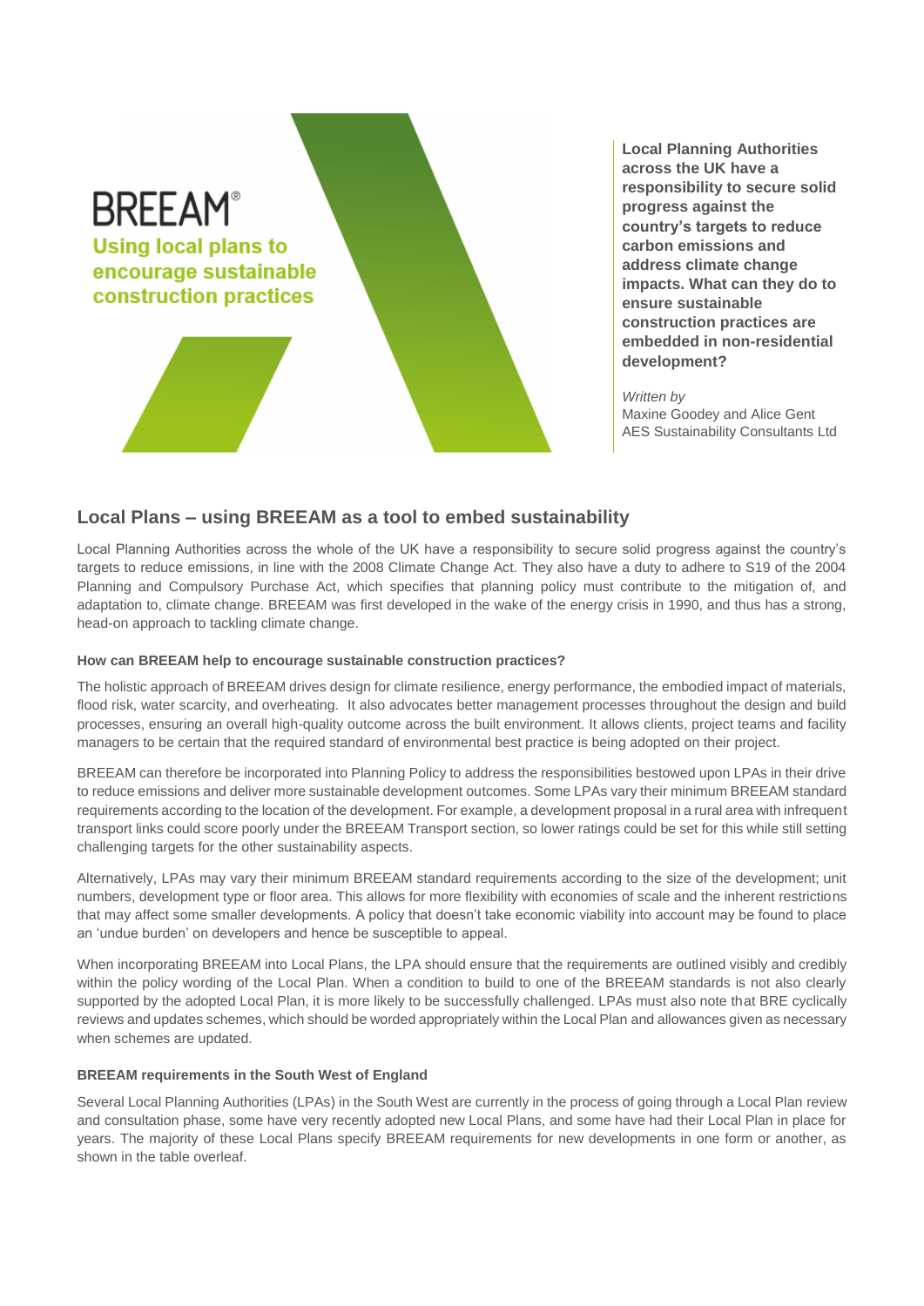# BREEAM®

## Using local plans to encourage sustainable construction practices

**Local Planning Authorities across the UK have a responsibility to secure solid progress against the country's targets to reduce carbon emissions and address climate change impacts. What can they do to ensure sustainable construction practices are embedded in non-residential development?**

*Written by*
Maxine Goodey and Alice Gent
AES Sustainability Consultants Ltd

## Local Plans – using BREEAM as a tool to embed sustainability

Local Planning Authorities across the whole of the UK have a responsibility to secure solid progress against the country's targets to reduce emissions, in line with the 2008 Climate Change Act. They also have a duty to adhere to S19 of the 2004 Planning and Compulsory Purchase Act, which specifies that planning policy must contribute to the mitigation of, and adaptation to, climate change. BREEAM was first developed in the wake of the energy crisis in 1990, and thus has a strong, head-on approach to tackling climate change.

#### How can BREEAM help to encourage sustainable construction practices?

The holistic approach of BREEAM drives design for climate resilience, energy performance, the embodied impact of materials, flood risk, water scarcity, and overheating. It also advocates better management processes throughout the design and build processes, ensuring an overall high-quality outcome across the built environment. It allows clients, project teams and facility managers to be certain that the required standard of environmental best practice is being adopted on their project.

BREEAM can therefore be incorporated into Planning Policy to address the responsibilities bestowed upon LPAs in their drive to reduce emissions and deliver more sustainable development outcomes. Some LPAs vary their minimum BREEAM standard requirements according to the location of the development. For example, a development proposal in a rural area with infrequent transport links could score poorly under the BREEAM Transport section, so lower ratings could be set for this while still setting challenging targets for the other sustainability aspects.

Alternatively, LPAs may vary their minimum BREEAM standard requirements according to the size of the development; unit numbers, development type or floor area. This allows for more flexibility with economies of scale and the inherent restrictions that may affect some smaller developments. A policy that doesn't take economic viability into account may be found to place an 'undue burden' on developers and hence be susceptible to appeal.

When incorporating BREEAM into Local Plans, the LPA should ensure that the requirements are outlined visibly and credibly within the policy wording of the Local Plan. When a condition to build to one of the BREEAM standards is not also clearly supported by the adopted Local Plan, it is more likely to be successfully challenged. LPAs must also note that BRE cyclically reviews and updates schemes, which should be worded appropriately within the Local Plan and allowances given as necessary when schemes are updated.

#### BREEAM requirements in the South West of England

Several Local Planning Authorities (LPAs) in the South West are currently in the process of going through a Local Plan review and consultation phase, some have very recently adopted new Local Plans, and some have had their Local Plan in place for years. The majority of these Local Plans specify BREEAM requirements for new developments in one form or another, as shown in the table overleaf.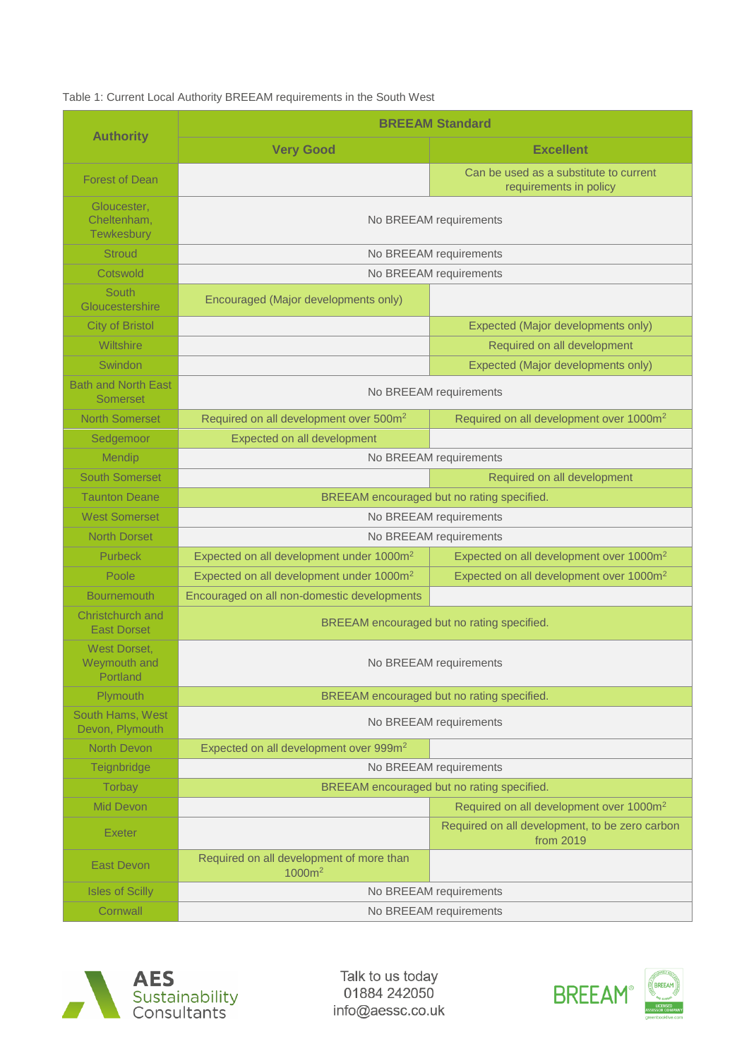Table 1: Current Local Authority BREEAM requirements in the South West

| Authority | BREEAM Standard | |
|---|---|---|
| | Very Good | Excellent |
| Forest of Dean | | Can be used as a substitute to current requirements in policy |
| Gloucester, Cheltenham, Tewkesbury | No BREEAM requirements | |
| Stroud | No BREEAM requirements | |
| Cotswold | No BREEAM requirements | |
| South Gloucestershire | Encouraged (Major developments only) | |
| City of Bristol | | Expected (Major developments only) |
| Wiltshire | | Required on all development |
| Swindon | | Expected (Major developments only) |
| Bath and North East Somerset | No BREEAM requirements | |
| North Somerset | Required on all development over 500m$^2$ | Required on all development over 1000m$^2$ |
| Sedgemoor | Expected on all development | |
| Mendip | No BREEAM requirements | |
| South Somerset | | Required on all development |
| Taunton Deane | BREEAM encouraged but no rating specified. | |
| West Somerset | No BREEAM requirements | |
| North Dorset | No BREEAM requirements | |
| Purbeck | Expected on all development under 1000m$^2$ | Expected on all development over 1000m$^2$ |
| Poole | Expected on all development under 1000m$^2$ | Expected on all development over 1000m$^2$ |
| Bournemouth | Encouraged on all non-domestic developments | |
| Christchurch and East Dorset | BREEAM encouraged but no rating specified. | |
| West Dorset, Weymouth and Portland | No BREEAM requirements | |
| Plymouth | BREEAM encouraged but no rating specified. | |
| South Hams, West Devon, Plymouth | No BREEAM requirements | |
| North Devon | Expected on all development over 999m$^2$ | |
| Teignbridge | No BREEAM requirements | |
| Torbay | BREEAM encouraged but no rating specified. | |
| Mid Devon | | Required on all development over 1000m$^2$ |
| Exeter | | Required on all development, to be zero carbon from 2019 |
| East Devon | Required on all development of more than 1000m$^2$ | |
| Isles of Scilly | No BREEAM requirements | |
| Cornwall | No BREEAM requirements | |

AES Sustainability Consultants

Talk to us today
01884 242050
info@aessc.co.uk